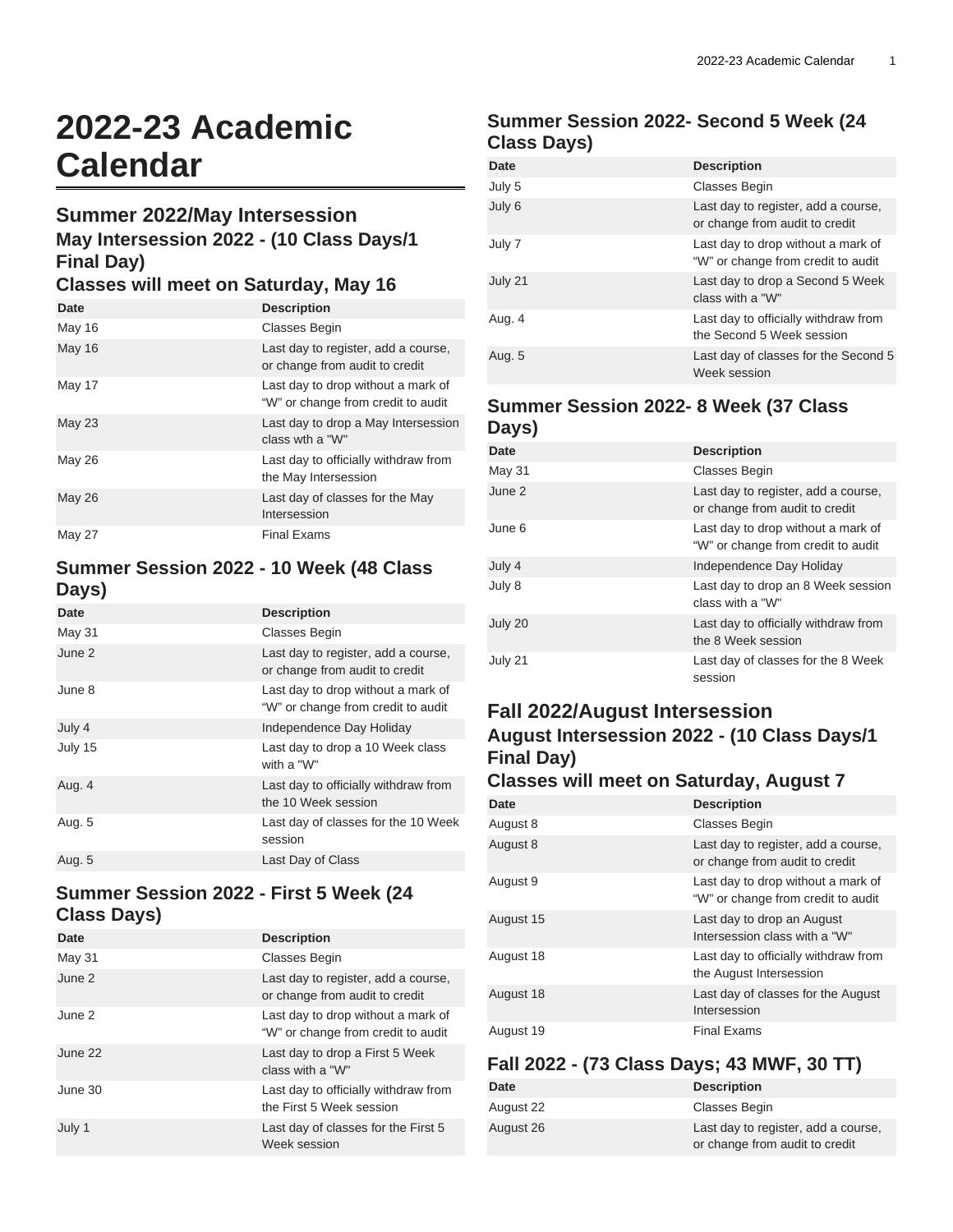# 2022-23 Academic Calendar

## Summer 2022/May Intersession

### May Intersession 2022 - (10 Class Days/1 Final Day)

### Classes will meet on Saturday, May 16

| Date | Description |
|---|---|
| May 16 | Classes Begin |
| May 16 | Last day to register, add a course, or change from audit to credit |
| May 17 | Last day to drop without a mark of “W” or change from credit to audit |
| May 23 | Last day to drop a May Intersession class wth a "W" |
| May 26 | Last day to officially withdraw from the May Intersession |
| May 26 | Last day of classes for the May Intersession |
| May 27 | Final Exams |

### Summer Session 2022 - 10 Week (48 Class Days)

| Date | Description |
|---|---|
| May 31 | Classes Begin |
| June 2 | Last day to register, add a course, or change from audit to credit |
| June 8 | Last day to drop without a mark of “W” or change from credit to audit |
| July 4 | Independence Day Holiday |
| July 15 | Last day to drop a 10 Week class with a "W" |
| Aug. 4 | Last day to officially withdraw from the 10 Week session |
| Aug. 5 | Last day of classes for the 10 Week session |
| Aug. 5 | Last Day of Class |

### Summer Session 2022 - First 5 Week (24 Class Days)

| Date | Description |
|---|---|
| May 31 | Classes Begin |
| June 2 | Last day to register, add a course, or change from audit to credit |
| June 2 | Last day to drop without a mark of “W” or change from credit to audit |
| June 22 | Last day to drop a First 5 Week class with a "W" |
| June 30 | Last day to officially withdraw from the First 5 Week session |
| July 1 | Last day of classes for the First 5 Week session |

### Summer Session 2022- Second 5 Week (24 Class Days)

| Date | Description |
|---|---|
| July 5 | Classes Begin |
| July 6 | Last day to register, add a course, or change from audit to credit |
| July 7 | Last day to drop without a mark of “W” or change from credit to audit |
| July 21 | Last day to drop a Second 5 Week class with a "W" |
| Aug. 4 | Last day to officially withdraw from the Second 5 Week session |
| Aug. 5 | Last day of classes for the Second 5 Week session |

### Summer Session 2022- 8 Week (37 Class Days)

| Date | Description |
|---|---|
| May 31 | Classes Begin |
| June 2 | Last day to register, add a course, or change from audit to credit |
| June 6 | Last day to drop without a mark of “W” or change from credit to audit |
| July 4 | Independence Day Holiday |
| July 8 | Last day to drop an 8 Week session class with a "W" |
| July 20 | Last day to officially withdraw from the 8 Week session |
| July 21 | Last day of classes for the 8 Week session |

## Fall 2022/August Intersession

### August Intersession 2022 - (10 Class Days/1 Final Day)

### Classes will meet on Saturday, August 7

| Date | Description |
|---|---|
| August 8 | Classes Begin |
| August 8 | Last day to register, add a course, or change from audit to credit |
| August 9 | Last day to drop without a mark of “W” or change from credit to audit |
| August 15 | Last day to drop an August Intersession class with a "W" |
| August 18 | Last day to officially withdraw from the August Intersession |
| August 18 | Last day of classes for the August Intersession |
| August 19 | Final Exams |

### Fall 2022 - (73 Class Days; 43 MWF, 30 TT)

| Date | Description |
|---|---|
| August 22 | Classes Begin |
| August 26 | Last day to register, add a course, or change from audit to credit |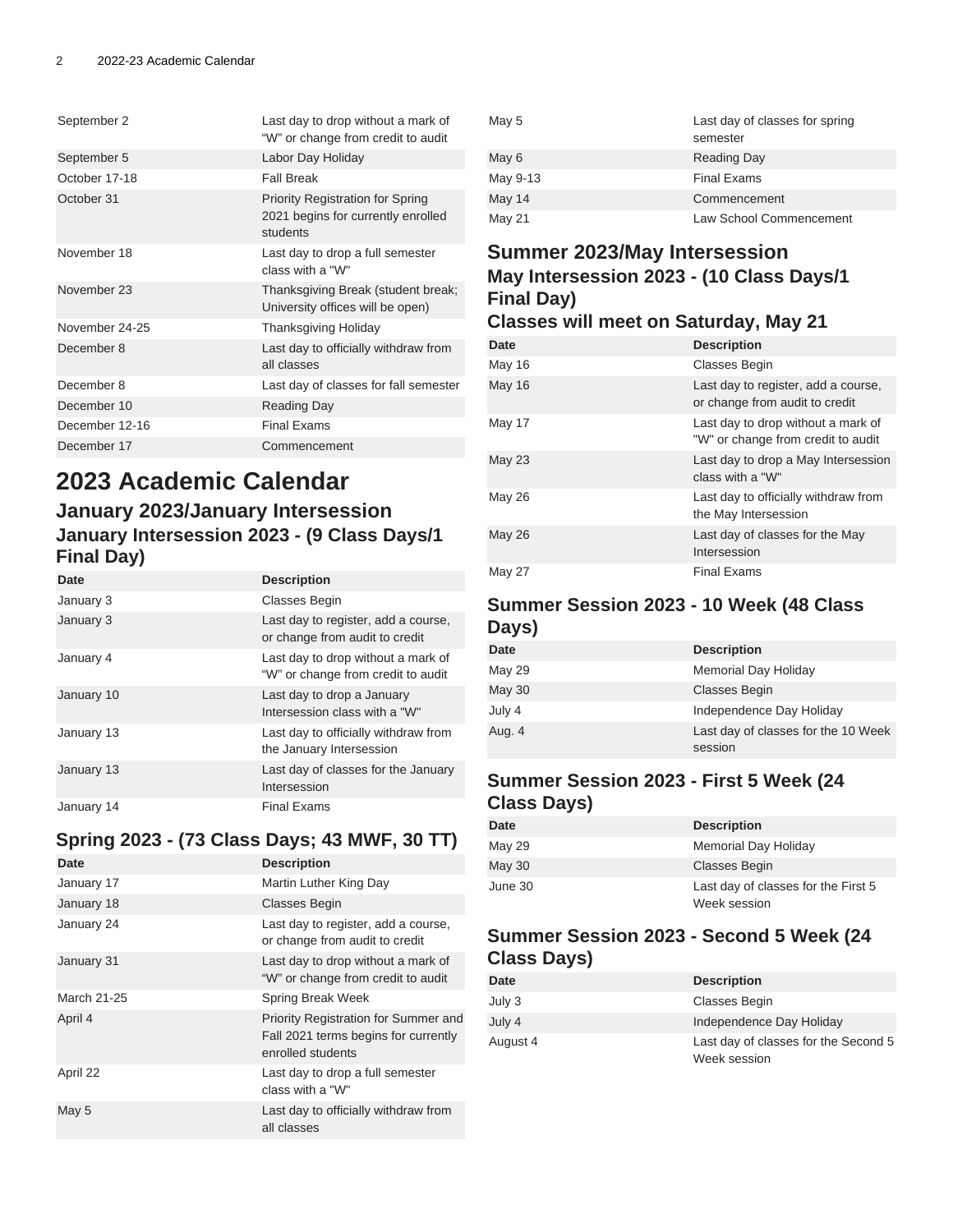| | |
|---|---|
| September 2 | Last day to drop without a mark of “W” or change from credit to audit |
| September 5 | Labor Day Holiday |
| October 17-18 | Fall Break |
| October 31 | Priority Registration for Spring 2021 begins for currently enrolled students |
| November 18 | Last day to drop a full semester class with a "W" |
| November 23 | Thanksgiving Break (student break; University offices will be open) |
| November 24-25 | Thanksgiving Holiday |
| December 8 | Last day to officially withdraw from all classes |
| December 8 | Last day of classes for fall semester |
| December 10 | Reading Day |
| December 12-16 | Final Exams |
| December 17 | Commencement |

# 2023 Academic Calendar

## January 2023/January Intersession

### January Intersession 2023 - (9 Class Days/1 Final Day)

| Date | Description |
|---|---|
| January 3 | Classes Begin |
| January 3 | Last day to register, add a course, or change from audit to credit |
| January 4 | Last day to drop without a mark of “W” or change from credit to audit |
| January 10 | Last day to drop a January Intersession class with a "W" |
| January 13 | Last day to officially withdraw from the January Intersession |
| January 13 | Last day of classes for the January Intersession |
| January 14 | Final Exams |

## Spring 2023 - (73 Class Days; 43 MWF, 30 TT)

| Date | Description |
|---|---|
| January 17 | Martin Luther King Day |
| January 18 | Classes Begin |
| January 24 | Last day to register, add a course, or change from audit to credit |
| January 31 | Last day to drop without a mark of “W” or change from credit to audit |
| March 21-25 | Spring Break Week |
| April 4 | Priority Registration for Summer and Fall 2021 terms begins for currently enrolled students |
| April 22 | Last day to drop a full semester class with a "W" |
| May 5 | Last day to officially withdraw from all classes |
| May 5 | Last day of classes for spring semester |
| May 6 | Reading Day |
| May 9-13 | Final Exams |
| May 14 | Commencement |
| May 21 | Law School Commencement |

## Summer 2023/May Intersession

### May Intersession 2023 - (10 Class Days/1 Final Day)

### Classes will meet on Saturday, May 21

| Date | Description |
|---|---|
| May 16 | Classes Begin |
| May 16 | Last day to register, add a course, or change from audit to credit |
| May 17 | Last day to drop without a mark of "W" or change from credit to audit |
| May 23 | Last day to drop a May Intersession class with a "W" |
| May 26 | Last day to officially withdraw from the May Intersession |
| May 26 | Last day of classes for the May Intersession |
| May 27 | Final Exams |

## Summer Session 2023 - 10 Week (48 Class Days)

| Date | Description |
|---|---|
| May 29 | Memorial Day Holiday |
| May 30 | Classes Begin |
| July 4 | Independence Day Holiday |
| Aug. 4 | Last day of classes for the 10 Week session |

## Summer Session 2023 - First 5 Week (24 Class Days)

| Date | Description |
|---|---|
| May 29 | Memorial Day Holiday |
| May 30 | Classes Begin |
| June 30 | Last day of classes for the First 5 Week session |

## Summer Session 2023 - Second 5 Week (24 Class Days)

| Date | Description |
|---|---|
| July 3 | Classes Begin |
| July 4 | Independence Day Holiday |
| August 4 | Last day of classes for the Second 5 Week session |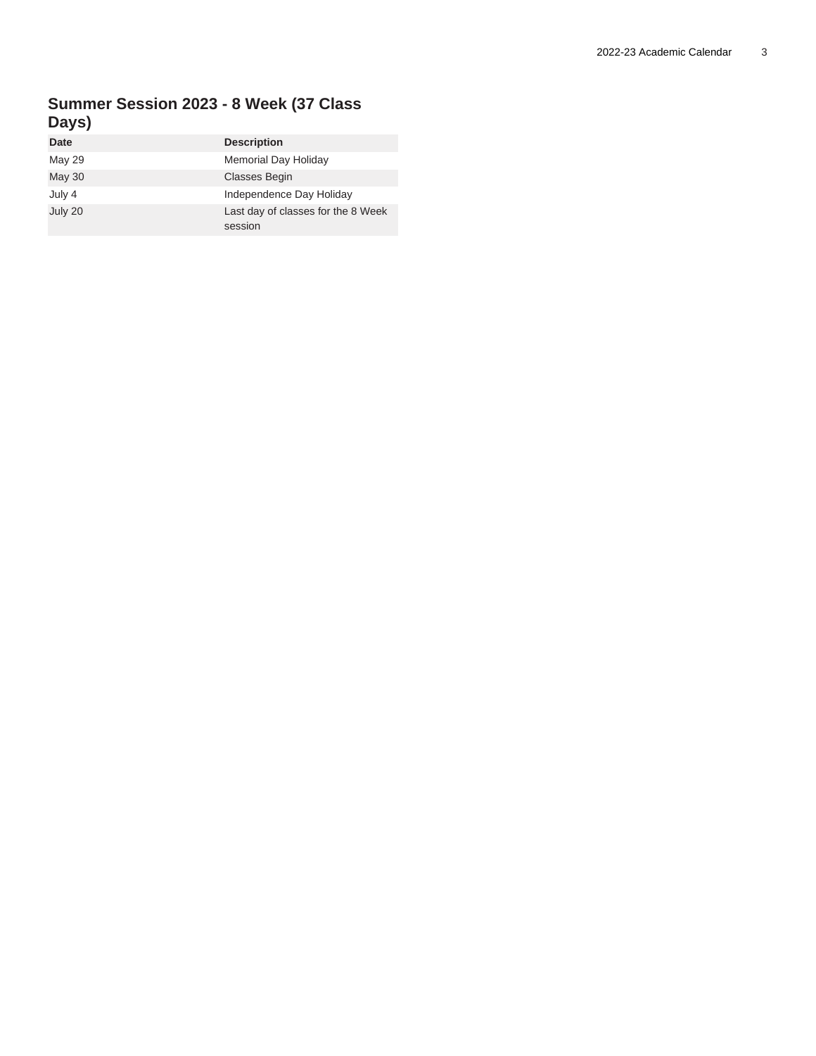## Summer Session 2023 - 8 Week (37 Class Days)

| Date | Description |
| --- | --- |
| May 29 | Memorial Day Holiday |
| May 30 | Classes Begin |
| July 4 | Independence Day Holiday |
| July 20 | Last day of classes for the 8 Week session |